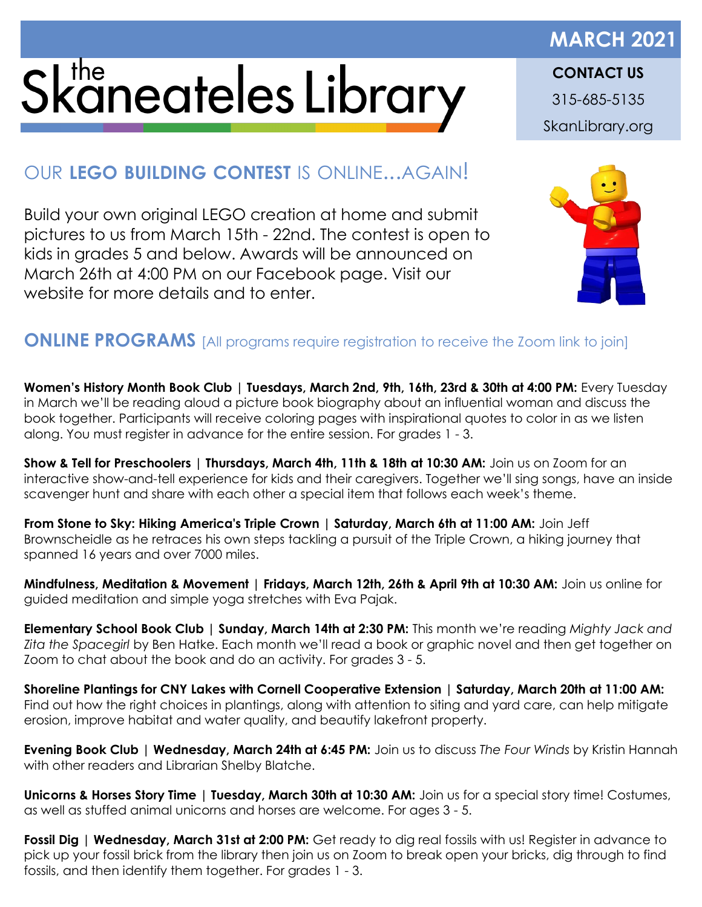# the Skaneateles Library

**MARCH 2021**

**CONTACT US**

315-685-5135

SkanLibrary.org

## OUR **LEGO BUILDING CONTEST** IS ONLINE...AGAIN!

Build your own original LEGO creation at home and submit pictures to us from March 15th - 22nd. The contest is open to kids in grades 5 and below. Awards will be announced on March 26th at 4:00 PM on our Facebook page. Visit our website for more details and to enter.

## ONLINE PROGRAMS [All programs require registration to receive the Zoom link to join]

**Women's History Month Book Club | Tuesdays, March 2nd, 9th, 16th, 23rd & 30th at 4:00 PM:** Every Tuesday in March we'll be reading aloud a picture book biography about an influential woman and discuss the book together. Participants will receive coloring pages with inspirational quotes to color in as we listen along. You must register in advance for the entire session. For grades 1 - 3.

**Show & Tell for Preschoolers | Thursdays, March 4th, 11th & 18th at 10:30 AM:** Join us on Zoom for an interactive show-and-tell experience for kids and their caregivers. Together we'll sing songs, have an inside scavenger hunt and share with each other a special item that follows each week's theme.

**From Stone to Sky: Hiking America's Triple Crown | Saturday, March 6th at 11:00 AM:** Join Jeff Brownscheidle as he retraces his own steps tackling a pursuit of the Triple Crown, a hiking journey that spanned 16 years and over 7000 miles.

**Mindfulness, Meditation & Movement | Fridays, March 12th, 26th & April 9th at 10:30 AM:** Join us online for guided meditation and simple yoga stretches with Eva Pajak.

**Elementary School Book Club | Sunday, March 14th at 2:30 PM:** This month we're reading *Mighty Jack and Zita the Spacegirl* by Ben Hatke. Each month we'll read a book or graphic novel and then get together on Zoom to chat about the book and do an activity. For grades 3 - 5.

**Shoreline Plantings for CNY Lakes with Cornell Cooperative Extension | Saturday, March 20th at 11:00 AM:** Find out how the right choices in plantings, along with attention to siting and yard care, can help mitigate erosion, improve habitat and water quality, and beautify lakefront property.

**Evening Book Club | Wednesday, March 24th at 6:45 PM:** Join us to discuss *The Four Winds* by Kristin Hannah with other readers and Librarian Shelby Blatche.

**Unicorns & Horses Story Time | Tuesday, March 30th at 10:30 AM:** Join us for a special story time! Costumes, as well as stuffed animal unicorns and horses are welcome. For ages 3 - 5.

**Fossil Dig | Wednesday, March 31st at 2:00 PM:** Get ready to dig real fossils with us! Register in advance to pick up your fossil brick from the library then join us on Zoom to break open your bricks, dig through to find fossils, and then identify them together. For grades 1 - 3.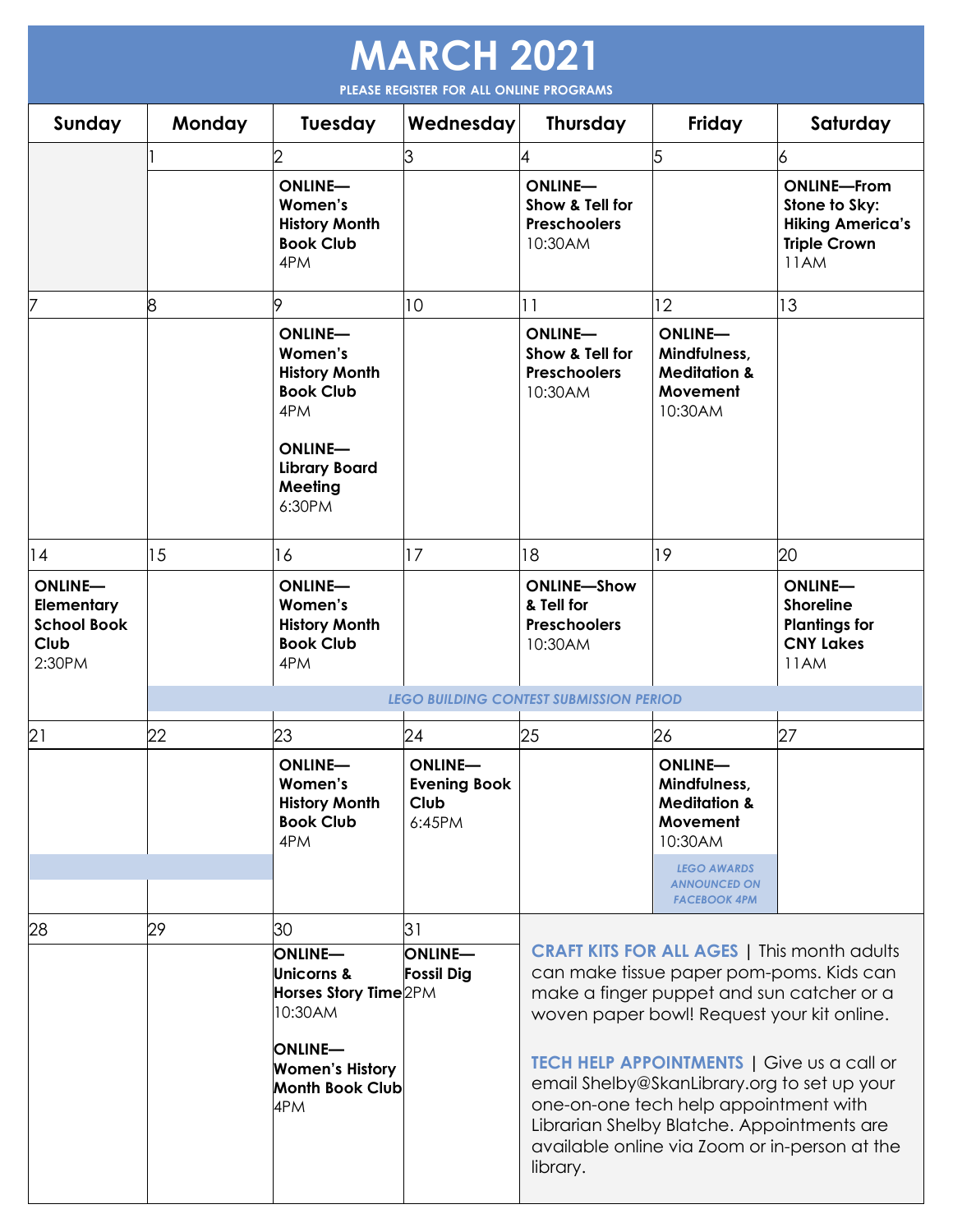# MARCH 2021

PLEASE REGISTER FOR ALL ONLINE PROGRAMS

| Sunday | Monday | Tuesday | Wednesday | Thursday | Friday | Saturday |
| --- | --- | --- | --- | --- | --- | --- |
| | 1 | 2 | 3 | 4 | 5 | 6 |
| | | **ONLINE—Women's History Month Book Club** 4PM | | **ONLINE—Show & Tell for Preschoolers** 10:30AM | | **ONLINE—From Stone to Sky: Hiking America's Triple Crown** 11AM |
| 7 | 8 | 9 | 10 | 11 | 12 | 13 |
| | | **ONLINE—Women's History Month Book Club** 4PM<br><br>**ONLINE—Library Board Meeting** 6:30PM | | **ONLINE—Show & Tell for Preschoolers** 10:30AM | **ONLINE—Mindfulness, Meditation & Movement** 10:30AM | |
| 14 | 15 | 16 | 17 | 18 | 19 | 20 |
| **ONLINE—Elementary School Book Club** 2:30PM | | **ONLINE—Women's History Month Book Club** 4PM | | **ONLINE—Show & Tell for Preschoolers** 10:30AM | | **ONLINE—Shoreline Plantings for CNY Lakes** 11AM |
| | *LEGO BUILDING CONTEST SUBMISSION PERIOD* | | | | | |
| 21 | 22 | 23 | 24 | 25 | 26 | 27 |
| | | **ONLINE—Women's History Month Book Club** 4PM | **ONLINE—Evening Book Club** 6:45PM | | **ONLINE—Mindfulness, Meditation & Movement** 10:30AM<br><br>*LEGO AWARDS ANNOUNCED ON FACEBOOK 4PM* | |
| 28 | 29 | 30 | 31 | | | |
| | | **ONLINE—Unicorns & Horses Story Time** 10:30AM<br><br>**ONLINE—Women's History Month Book Club** 4PM | **ONLINE—Fossil Dig** 2PM | | | |

**CRAFT KITS FOR ALL AGES** | This month adults can make tissue paper pom-poms. Kids can make a finger puppet and sun catcher or a woven paper bowl! Request your kit online.

**TECH HELP APPOINTMENTS** | Give us a call or email Shelby@SkanLibrary.org to set up your one-on-one tech help appointment with Librarian Shelby Blatche. Appointments are available online via Zoom or in-person at the library.